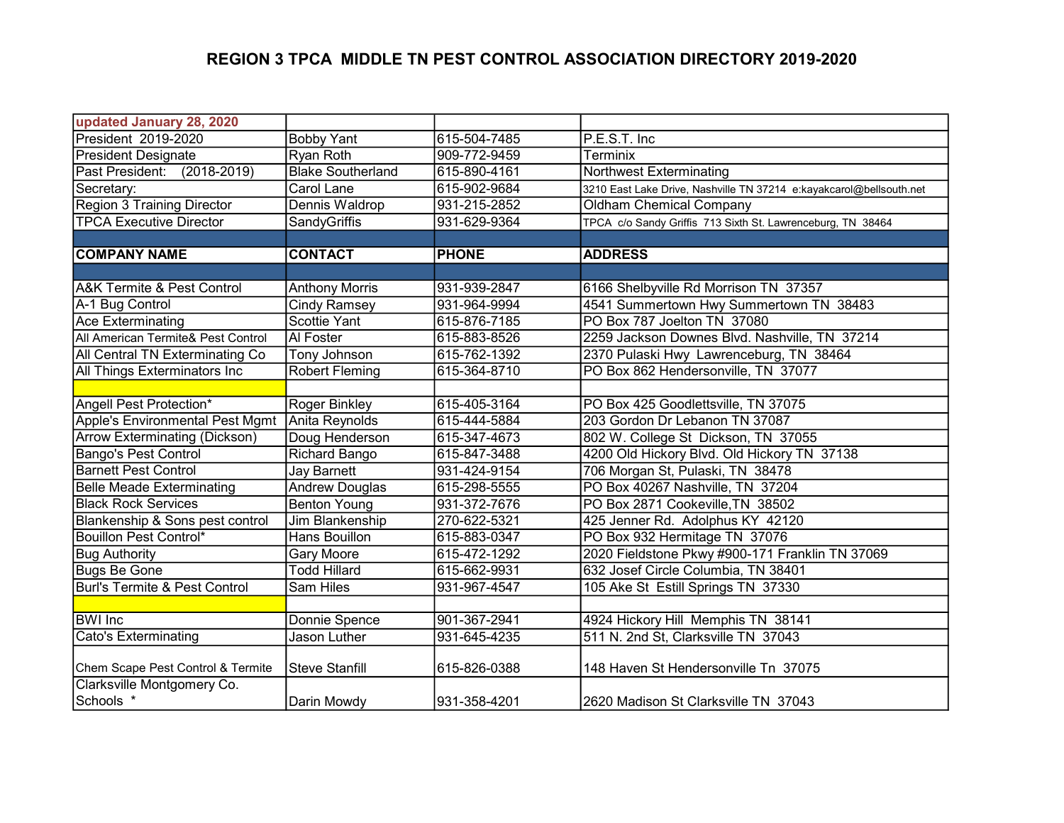# REGION 3 TPCA MIDDLE TN PEST CONTROL ASSOCIATION DIRECTORY 2019-2020

| updated January 28, 2020 | | | |
|---|---|---|---|
| President 2019-2020 | Bobby Yant | 615-504-7485 | P.E.S.T. Inc |
| President Designate | Ryan Roth | 909-772-9459 | Terminix |
| Past President: (2018-2019) | Blake Southerland | 615-890-4161 | Northwest Exterminating |
| Secretary: | Carol Lane | 615-902-9684 | 3210 East Lake Drive, Nashville TN 37214 e:kayakcarol@bellsouth.net |
| Region 3 Training Director | Dennis Waldrop | 931-215-2852 | Oldham Chemical Company |
| TPCA Executive Director | SandyGriffis | 931-629-9364 | TPCA c/o Sandy Griffis 713 Sixth St. Lawrenceburg, TN 38464 |

| COMPANY NAME | CONTACT | PHONE | ADDRESS |
|---|---|---|---|
| A&K Termite & Pest Control | Anthony Morris | 931-939-2847 | 6166 Shelbyville Rd Morrison TN 37357 |
| A-1 Bug Control | Cindy Ramsey | 931-964-9994 | 4541 Summertown Hwy Summertown TN 38483 |
| Ace Exterminating | Scottie Yant | 615-876-7185 | PO Box 787 Joelton TN 37080 |
| All American Termite& Pest Control | Al Foster | 615-883-8526 | 2259 Jackson Downes Blvd. Nashville, TN 37214 |
| All Central TN Exterminating Co | Tony Johnson | 615-762-1392 | 2370 Pulaski Hwy Lawrenceburg, TN 38464 |
| All Things Exterminators Inc | Robert Fleming | 615-364-8710 | PO Box 862 Hendersonville, TN 37077 |
| | | | |
| Angell Pest Protection* | Roger Binkley | 615-405-3164 | PO Box 425 Goodlettsville, TN 37075 |
| Apple's Environmental Pest Mgmt | Anita Reynolds | 615-444-5884 | 203 Gordon Dr Lebanon TN 37087 |
| Arrow Exterminating (Dickson) | Doug Henderson | 615-347-4673 | 802 W. College St Dickson, TN 37055 |
| Bango's Pest Control | Richard Bango | 615-847-3488 | 4200 Old Hickory Blvd. Old Hickory TN 37138 |
| Barnett Pest Control | Jay Barnett | 931-424-9154 | 706 Morgan St, Pulaski, TN 38478 |
| Belle Meade Exterminating | Andrew Douglas | 615-298-5555 | PO Box 40267 Nashville, TN 37204 |
| Black Rock Services | Benton Young | 931-372-7676 | PO Box 2871 Cookeville,TN 38502 |
| Blankenship & Sons pest control | Jim Blankenship | 270-622-5321 | 425 Jenner Rd. Adolphus KY 42120 |
| Bouillon Pest Control* | Hans Bouillon | 615-883-0347 | PO Box 932 Hermitage TN 37076 |
| Bug Authority | Gary Moore | 615-472-1292 | 2020 Fieldstone Pkwy #900-171 Franklin TN 37069 |
| Bugs Be Gone | Todd Hillard | 615-662-9931 | 632 Josef Circle Columbia, TN 38401 |
| Burl's Termite & Pest Control | Sam Hiles | 931-967-4547 | 105 Ake St Estill Springs TN 37330 |
| | | | |
| BWI Inc | Donnie Spence | 901-367-2941 | 4924 Hickory Hill Memphis TN 38141 |
| Cato's Exterminating | Jason Luther | 931-645-4235 | 511 N. 2nd St, Clarksville TN 37043 |
| Chem Scape Pest Control & Termite | Steve Stanfill | 615-826-0388 | 148 Haven St Hendersonville Tn 37075 |
| Clarksville Montgomery Co. Schools * | Darin Mowdy | 931-358-4201 | 2620 Madison St Clarksville TN 37043 |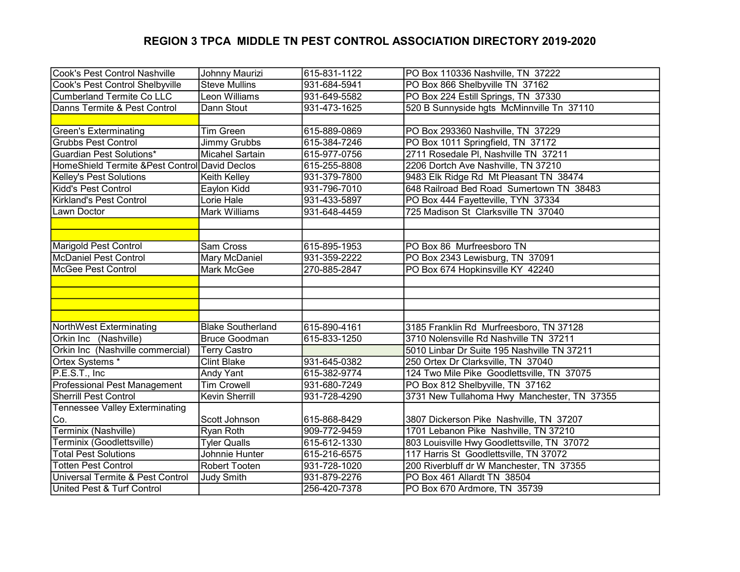# REGION 3 TPCA MIDDLE TN PEST CONTROL ASSOCIATION DIRECTORY 2019-2020

| | | | |
|---|---|---|---|
| Cook's Pest Control Nashville | Johnny Maurizi | 615-831-1122 | PO Box 110336 Nashville, TN 37222 |
| Cook's Pest Control Shelbyville | Steve Mullins | 931-684-5941 | PO Box 866 Shelbyville TN 37162 |
| Cumberland Termite Co LLC | Leon Williams | 931-649-5582 | PO Box 224 Estill Springs, TN 37330 |
| Danns Termite & Pest Control | Dann Stout | 931-473-1625 | 520 B Sunnyside hgts McMinnville Tn 37110 |
| | | | |
| Green's Exterminating | Tim Green | 615-889-0869 | PO Box 293360 Nashville, TN 37229 |
| Grubbs Pest Control | Jimmy Grubbs | 615-384-7246 | PO Box 1011 Springfield, TN 37172 |
| Guardian Pest Solutions* | Micahel Sartain | 615-977-0756 | 2711 Rosedale Pl, Nashville TN 37211 |
| HomeShield Termite &Pest Control | David Declos | 615-255-8808 | 2206 Dortch Ave Nashville, TN 37210 |
| Kelley's Pest Solutions | Keith Kelley | 931-379-7800 | 9483 Elk Ridge Rd Mt Pleasant TN 38474 |
| Kidd's Pest Control | Eaylon Kidd | 931-796-7010 | 648 Railroad Bed Road Sumertown TN 38483 |
| Kirkland's Pest Control | Lorie Hale | 931-433-5897 | PO Box 444 Fayetteville, TYN 37334 |
| Lawn Doctor | Mark Williams | 931-648-4459 | 725 Madison St Clarksville TN 37040 |
| | | | |
| | | | |
| Marigold Pest Control | Sam Cross | 615-895-1953 | PO Box 86 Murfreesboro TN |
| McDaniel Pest Control | Mary McDaniel | 931-359-2222 | PO Box 2343 Lewisburg, TN 37091 |
| McGee Pest Control | Mark McGee | 270-885-2847 | PO Box 674 Hopkinsville KY 42240 |
| | | | |
| | | | |
| | | | |
| | | | |
| NorthWest Exterminating | Blake Southerland | 615-890-4161 | 3185 Franklin Rd Murfreesboro, TN 37128 |
| Orkin Inc (Nashville) | Bruce Goodman | 615-833-1250 | 3710 Nolensville Rd Nashville TN 37211 |
| Orkin Inc (Nashville commercial) | Terry Castro | | 5010 Linbar Dr Suite 195 Nashville TN 37211 |
| Ortex Systems * | Clint Blake | 931-645-0382 | 250 Ortex Dr Clarksville, TN 37040 |
| P.E.S.T., Inc | Andy Yant | 615-382-9774 | 124 Two Mile Pike Goodlettsville, TN 37075 |
| Professional Pest Management | Tim Crowell | 931-680-7249 | PO Box 812 Shelbyville, TN 37162 |
| Sherrill Pest Control | Kevin Sherrill | 931-728-4290 | 3731 New Tullahoma Hwy Manchester, TN 37355 |
| Tennessee Valley Exterminating Co. | Scott Johnson | 615-868-8429 | 3807 Dickerson Pike Nashville, TN 37207 |
| Terminix (Nashville) | Ryan Roth | 909-772-9459 | 1701 Lebanon Pike Nashville, TN 37210 |
| Terminix (Goodlettsville) | Tyler Qualls | 615-612-1330 | 803 Louisville Hwy Goodlettsville, TN 37072 |
| Total Pest Solutions | Johnnie Hunter | 615-216-6575 | 117 Harris St Goodlettsville, TN 37072 |
| Totten Pest Control | Robert Tooten | 931-728-1020 | 200 Riverbluff dr W Manchester, TN 37355 |
| Universal Termite & Pest Control | Judy Smith | 931-879-2276 | PO Box 461 Allardt TN 38504 |
| United Pest & Turf Control | | 256-420-7378 | PO Box 670 Ardmore, TN 35739 |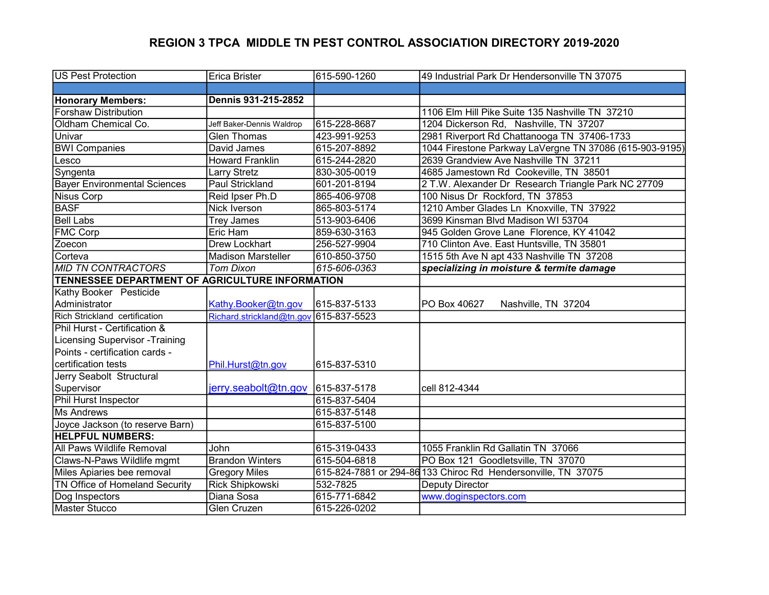# REGION 3 TPCA MIDDLE TN PEST CONTROL ASSOCIATION DIRECTORY 2019-2020

| | | | |
|---|---|---|---|
| US Pest Protection | Erica Brister | 615-590-1260 | 49 Industrial Park Dr Hendersonville TN 37075 |
| | | | |
| **Honorary Members:** | **Dennis 931-215-2852** | | |
| Forshaw Distribution | | | 1106 Elm Hill Pike Suite 135 Nashville TN 37210 |
| Oldham Chemical Co. | Jeff Baker-Dennis Waldrop | 615-228-8687 | 1204 Dickerson Rd, Nashville, TN 37207 |
| Univar | Glen Thomas | 423-991-9253 | 2981 Riverport Rd Chattanooga TN 37406-1733 |
| BWI Companies | David James | 615-207-8892 | 1044 Firestone Parkway LaVergne TN 37086 (615-903-9195) |
| Lesco | Howard Franklin | 615-244-2820 | 2639 Grandview Ave Nashville TN 37211 |
| Syngenta | Larry Stretz | 830-305-0019 | 4685 Jamestown Rd Cookeville, TN 38501 |
| Bayer Environmental Sciences | Paul Strickland | 601-201-8194 | 2 T.W. Alexander Dr Research Triangle Park NC 27709 |
| Nisus Corp | Reid Ipser Ph.D | 865-406-9708 | 100 Nisus Dr Rockford, TN 37853 |
| BASF | Nick Iverson | 865-803-5174 | 1210 Amber Glades Ln Knoxville, TN 37922 |
| Bell Labs | Trey James | 513-903-6406 | 3699 Kinsman Blvd Madison WI 53704 |
| FMC Corp | Eric Ham | 859-630-3163 | 945 Golden Grove Lane Florence, KY 41042 |
| Zoecon | Drew Lockhart | 256-527-9904 | 710 Clinton Ave. East Huntsville, TN 35801 |
| Corteva | Madison Marsteller | 610-850-3750 | 1515 5th Ave N apt 433 Nashville TN 37208 |
| *MID TN CONTRACTORS* | *Tom Dixon* | *615-606-0363* | ***specializing in moisture & termite damage*** |
| **TENNESSEE DEPARTMENT OF AGRICULTURE INFORMATION** | | | |
| Kathy Booker Pesticide Administrator | Kathy.Booker@tn.gov | 615-837-5133 | PO Box 40627 Nashville, TN 37204 |
| Rich Strickland certification | Richard.strickland@tn.gov | 615-837-5523 | |
| Phil Hurst - Certification & Licensing Supervisor -Training Points - certification cards - certification tests | Phil.Hurst@tn.gov | 615-837-5310 | |
| Jerry Seabolt Structural Supervisor | jerry.seabolt@tn.gov | 615-837-5178 | cell 812-4344 |
| Phil Hurst Inspector | | 615-837-5404 | |
| Ms Andrews | | 615-837-5148 | |
| Joyce Jackson (to reserve Barn) | | 615-837-5100 | |
| **HELPFUL NUMBERS:** | | | |
| All Paws Wildlife Removal | John | 615-319-0433 | 1055 Franklin Rd Gallatin TN 37066 |
| Claws-N-Paws Wildlife mgmt | Brandon Winters | 615-504-6818 | PO Box 121 Goodletsville, TN 37070 |
| Miles Apiaries bee removal | Gregory Miles | 615-824-7881 or 294-86 | 133 Chiroc Rd Hendersonville, TN 37075 |
| TN Office of Homeland Security | Rick Shipkowski | 532-7825 | Deputy Director |
| Dog Inspectors | Diana Sosa | 615-771-6842 | www.doginspectors.com |
| Master Stucco | Glen Cruzen | 615-226-0202 | |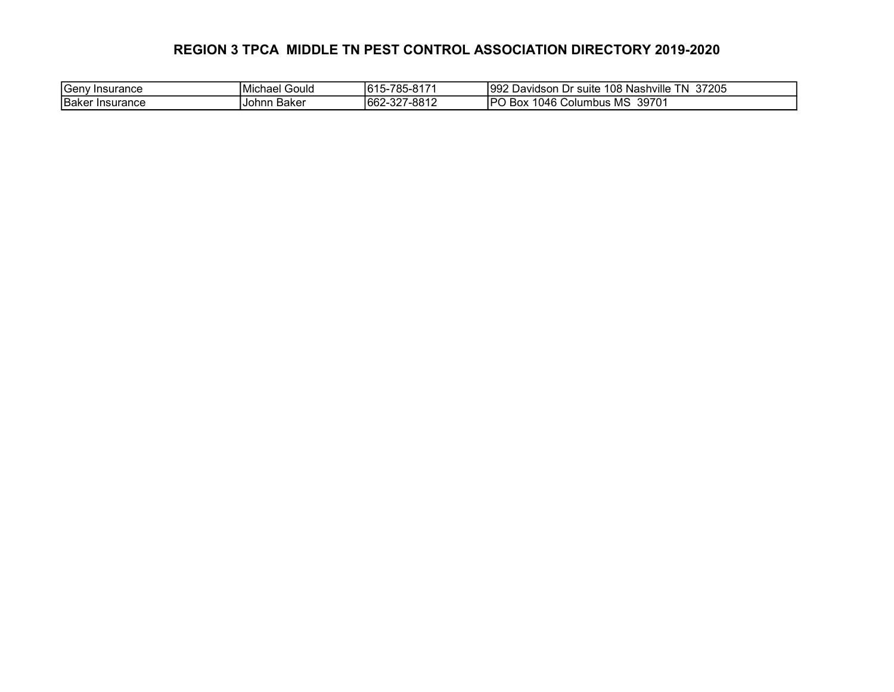## REGION 3 TPCA MIDDLE TN PEST CONTROL ASSOCIATION DIRECTORY 2019-2020

| | | | |
|---|---|---|---|
| Geny Insurance | Michael Gould | 615-785-8171 | 992 Davidson Dr suite 108 Nashville TN 37205 |
| Baker Insurance | Johnn Baker | 662-327-8812 | PO Box 1046 Columbus MS 39701 |